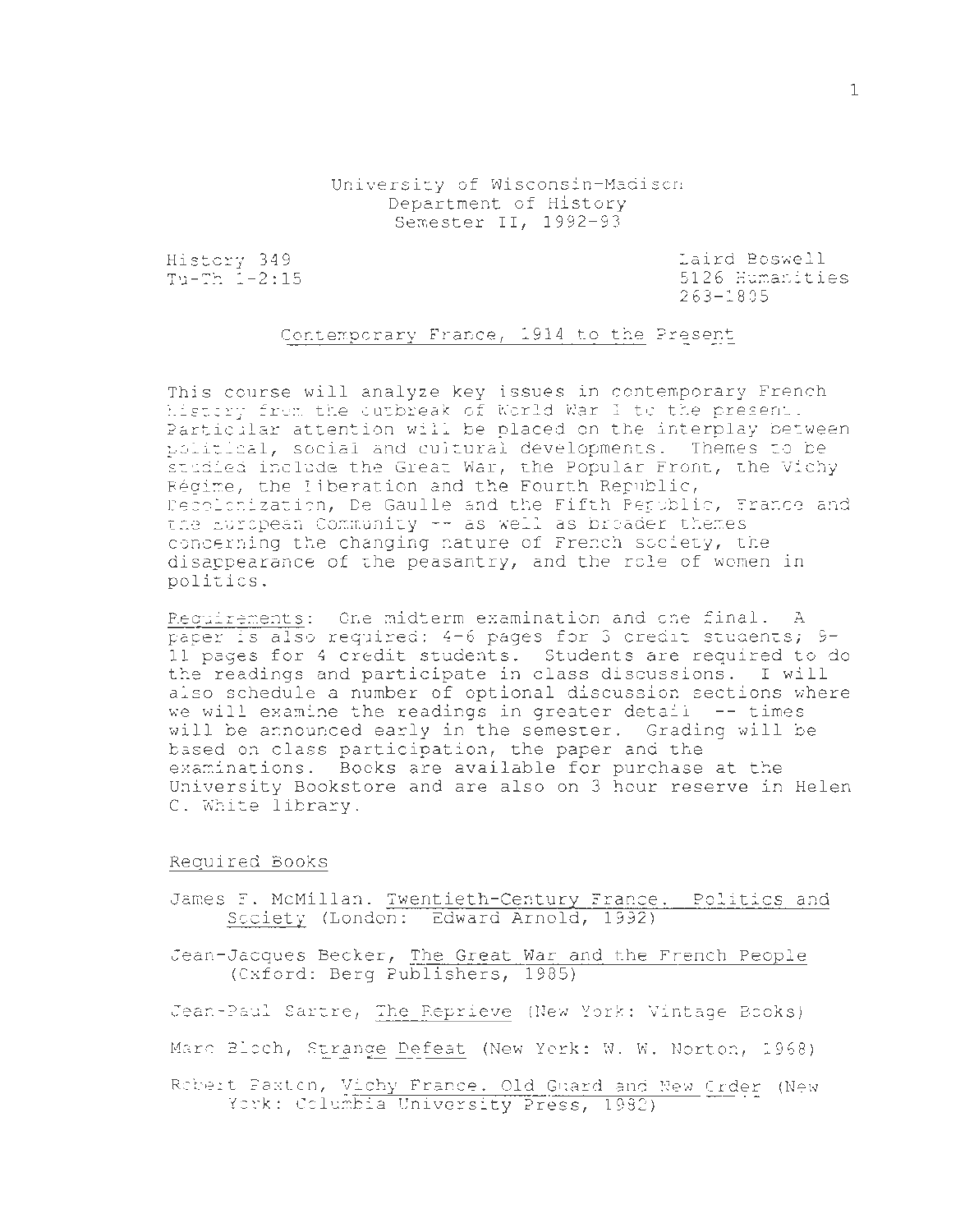University of Wisconsin-Madison
Department of History
Semester II, 1992-93

History 349
Tu-Th 1-2:15

Laird Boswell
5126 Humanities
263-1805

# Contemporary France, 1914 to the Present

This course will analyze key issues in contemporary French history from the outbreak of World War I to the present. Particular attention will be placed on the interplay between political, social and cultural developments. Themes to be studied include the Great War, the Popular Front, the Vichy Régime, the Liberation and the Fourth Republic, Decolonization, De Gaulle and the Fifth Republic, France and the European Community -- as well as broader themes concerning the changing nature of French society, the disappearance of the peasantry, and the role of women in politics.

Requirements: One midterm examination and one final. A paper is also required: 4-6 pages for 3 credit students; 9-11 pages for 4 credit students. Students are required to do the readings and participate in class discussions. I will also schedule a number of optional discussion sections where we will examine the readings in greater detail -- times will be announced early in the semester. Grading will be based on class participation, the paper and the examinations. Books are available for purchase at the University Bookstore and are also on 3 hour reserve in Helen C. White library.

## Required Books

James F. McMillan. Twentieth-Century France. Politics and Society (London: Edward Arnold, 1992)

Jean-Jacques Becker, The Great War and the French People (Oxford: Berg Publishers, 1985)

Jean-Paul Sartre, The Reprieve (New York: Vintage Books)

Marc Bloch, Strange Defeat (New York: W. W. Norton, 1968)

Robert Paxton, Vichy France. Old Guard and New Order (New York: Columbia University Press, 1982)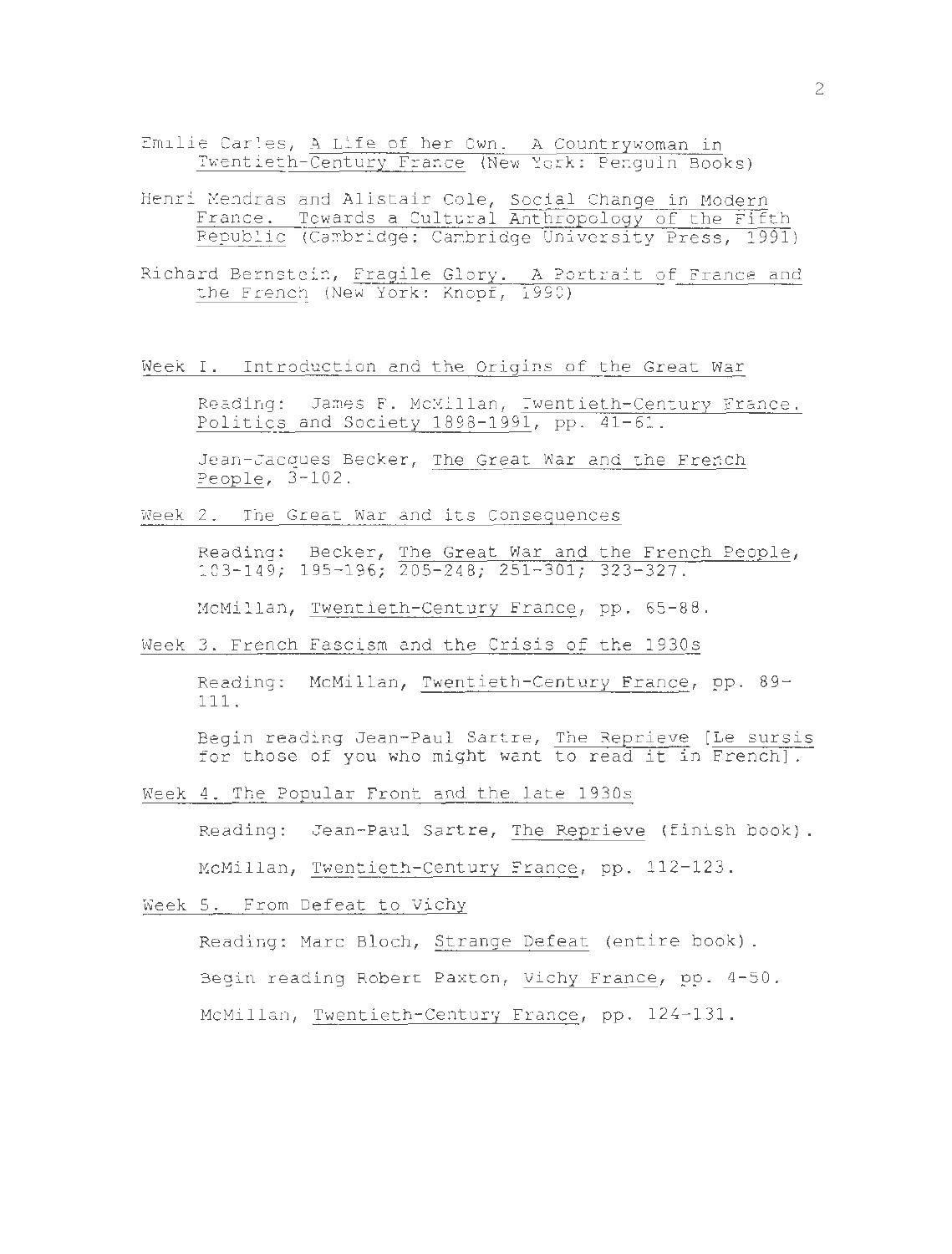Emilie Carles, _A Life of her Own. A Countrywoman in Twentieth-Century France_ (New York: Penguin Books)

Henri Mendras and Alistair Cole, _Social Change in Modern France. Towards a Cultural Anthropology of the Fifth Republic_ (Cambridge: Cambridge University Press, 1991)

Richard Bernstein, _Fragile Glory. A Portrait of France and the French_ (New York: Knopf, 1990)

## Week I. Introduction and the Origins of the Great War

Reading: James F. McMillan, _Twentieth-Century France. Politics and Society 1898-1991_, pp. 41-61.

Jean-Jacques Becker, _The Great War and the French People_, 3-102.

## Week 2. The Great War and its Consequences

Reading: Becker, _The Great War and the French People_, 103-149; 195-196; 205-248; 251-301; 323-327.

McMillan, _Twentieth-Century France_, pp. 65-88.

## Week 3. French Fascism and the Crisis of the 1930s

Reading: McMillan, _Twentieth-Century France_, pp. 89-111.

Begin reading Jean-Paul Sartre, _The Reprieve_ [_Le sursis_ for those of you who might want to read it in French].

## Week 4. The Popular Front and the late 1930s

Reading: Jean-Paul Sartre, _The Reprieve_ (finish book).

McMillan, _Twentieth-Century France_, pp. 112-123.

## Week 5. From Defeat to Vichy

Reading: Marc Bloch, _Strange Defeat_ (entire book).

Begin reading Robert Paxton, _Vichy France_, pp. 4-50.

McMillan, _Twentieth-Century France_, pp. 124-131.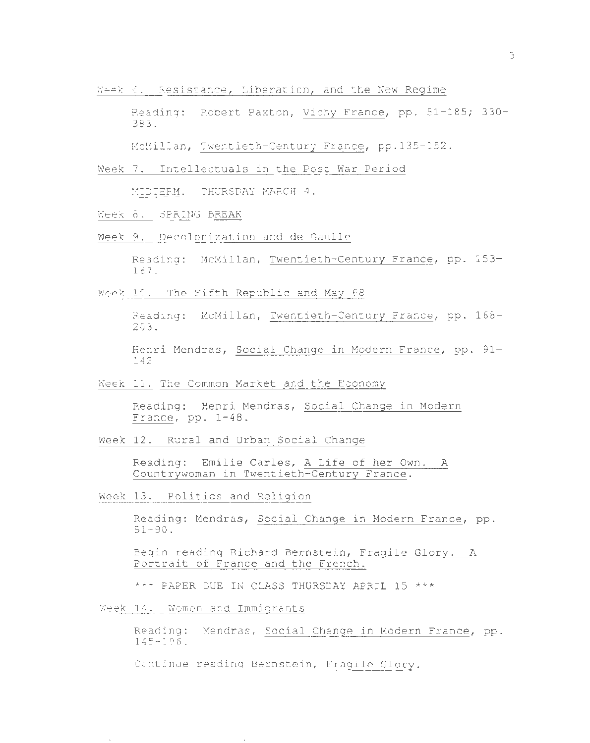Week 6. Resistance, Liberation, and the New Regime

Reading: Robert Paxton, Vichy France, pp. 51-185; 330-383.

McMillan, Twentieth-Century France, pp.135-152.

Week 7. Intellectuals in the Post War Period

MIDTERM. THURSDAY MARCH 4.

Week 8. SPRING BREAK

Week 9. Decolonization and de Gaulle

Reading: McMillan, Twentieth-Century France, pp. 153-167.

Week 10. The Fifth Republic and May 68

Reading: McMillan, Twentieth-Century France, pp. 168-203.

Henri Mendras, Social Change in Modern France, pp. 91-142

Week 11. The Common Market and the Economy

Reading: Henri Mendras, Social Change in Modern France, pp. 1-48.

Week 12. Rural and Urban Social Change

Reading: Emilie Carles, A Life of her Own. A Countrywoman in Twentieth-Century France.

Week 13. Politics and Religion

Reading: Mendras, Social Change in Modern France, pp. 51-90.

Begin reading Richard Bernstein, Fragile Glory. A Portrait of France and the French.

*** PAPER DUE IN CLASS THURSDAY APRIL 15 ***

Week 14. Women and Immigrants

Reading: Mendras, Social Change in Modern France, pp. 145-196.

Continue reading Bernstein, Fragile Glory.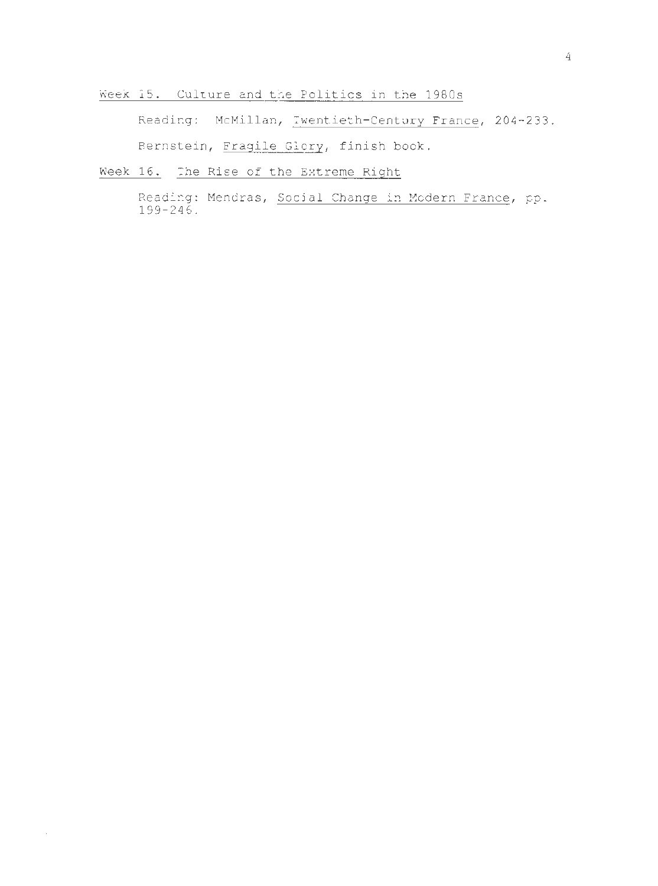<u>Week 15. Culture and the Politics in the 1980s</u>

Reading: McMillan, <u>Twentieth-Century France</u>, 204-233.

Bernstein, <u>Fragile Glory</u>, finish book.

<u>Week 16. The Rise of the Extreme Right</u>

Reading: Mendras, <u>Social Change in Modern France</u>, pp. 199-246.